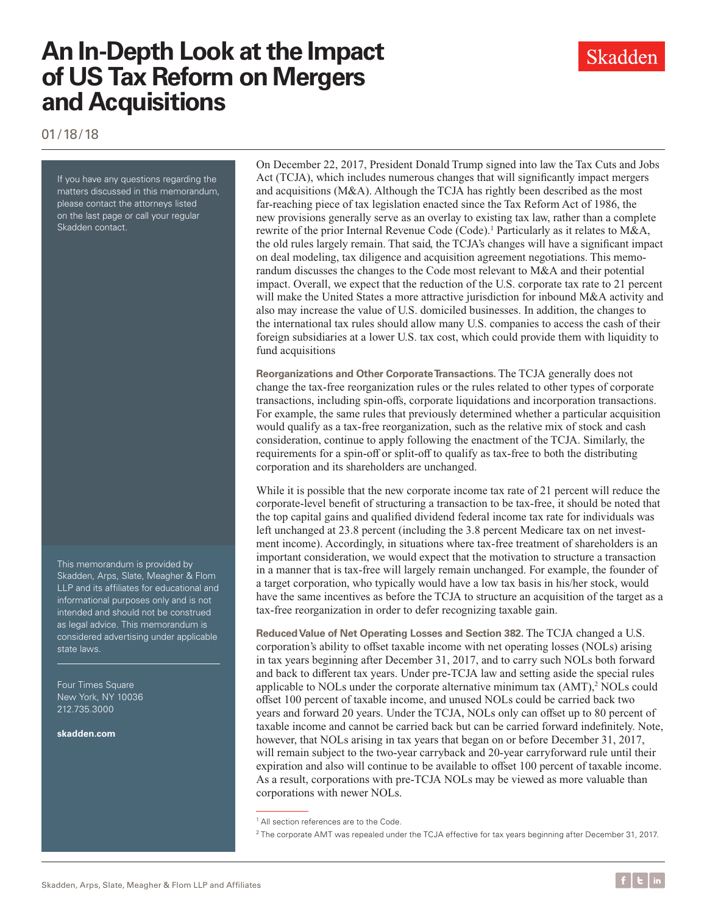# An In-Depth Look at the Impact of US Tax Reform on Mergers and Acquisitions

01/18/18

If you have any questions regarding the matters discussed in this memorandum, please contact the attorneys listed on the last page or call your regular Skadden contact.

This memorandum is provided by Skadden, Arps, Slate, Meagher & Flom LLP and its affiliates for educational and informational purposes only and is not intended and should not be construed as legal advice. This memorandum is considered advertising under applicable state laws.

Four Times Square
New York, NY 10036
212.735.3000

**skadden.com**

On December 22, 2017, President Donald Trump signed into law the Tax Cuts and Jobs Act (TCJA), which includes numerous changes that will significantly impact mergers and acquisitions (M&A). Although the TCJA has rightly been described as the most far-reaching piece of tax legislation enacted since the Tax Reform Act of 1986, the new provisions generally serve as an overlay to existing tax law, rather than a complete rewrite of the prior Internal Revenue Code (Code).[1] Particularly as it relates to M&A, the old rules largely remain. That said, the TCJA's changes will have a significant impact on deal modeling, tax diligence and acquisition agreement negotiations. This memorandum discusses the changes to the Code most relevant to M&A and their potential impact. Overall, we expect that the reduction of the U.S. corporate tax rate to 21 percent will make the United States a more attractive jurisdiction for inbound M&A activity and also may increase the value of U.S. domiciled businesses. In addition, the changes to the international tax rules should allow many U.S. companies to access the cash of their foreign subsidiaries at a lower U.S. tax cost, which could provide them with liquidity to fund acquisitions

**Reorganizations and Other Corporate Transactions.** The TCJA generally does not change the tax-free reorganization rules or the rules related to other types of corporate transactions, including spin-offs, corporate liquidations and incorporation transactions. For example, the same rules that previously determined whether a particular acquisition would qualify as a tax-free reorganization, such as the relative mix of stock and cash consideration, continue to apply following the enactment of the TCJA. Similarly, the requirements for a spin-off or split-off to qualify as tax-free to both the distributing corporation and its shareholders are unchanged.

While it is possible that the new corporate income tax rate of 21 percent will reduce the corporate-level benefit of structuring a transaction to be tax-free, it should be noted that the top capital gains and qualified dividend federal income tax rate for individuals was left unchanged at 23.8 percent (including the 3.8 percent Medicare tax on net investment income). Accordingly, in situations where tax-free treatment of shareholders is an important consideration, we would expect that the motivation to structure a transaction in a manner that is tax-free will largely remain unchanged. For example, the founder of a target corporation, who typically would have a low tax basis in his/her stock, would have the same incentives as before the TCJA to structure an acquisition of the target as a tax-free reorganization in order to defer recognizing taxable gain.

**Reduced Value of Net Operating Losses and Section 382.** The TCJA changed a U.S. corporation's ability to offset taxable income with net operating losses (NOLs) arising in tax years beginning after December 31, 2017, and to carry such NOLs both forward and back to different tax years. Under pre-TCJA law and setting aside the special rules applicable to NOLs under the corporate alternative minimum tax (AMT),[2] NOLs could offset 100 percent of taxable income, and unused NOLs could be carried back two years and forward 20 years. Under the TCJA, NOLs only can offset up to 80 percent of taxable income and cannot be carried back but can be carried forward indefinitely. Note, however, that NOLs arising in tax years that began on or before December 31, 2017, will remain subject to the two-year carryback and 20-year carryforward rule until their expiration and also will continue to be available to offset 100 percent of taxable income. As a result, corporations with pre-TCJA NOLs may be viewed as more valuable than corporations with newer NOLs.

[1] All section references are to the Code.

[2] The corporate AMT was repealed under the TCJA effective for tax years beginning after December 31, 2017.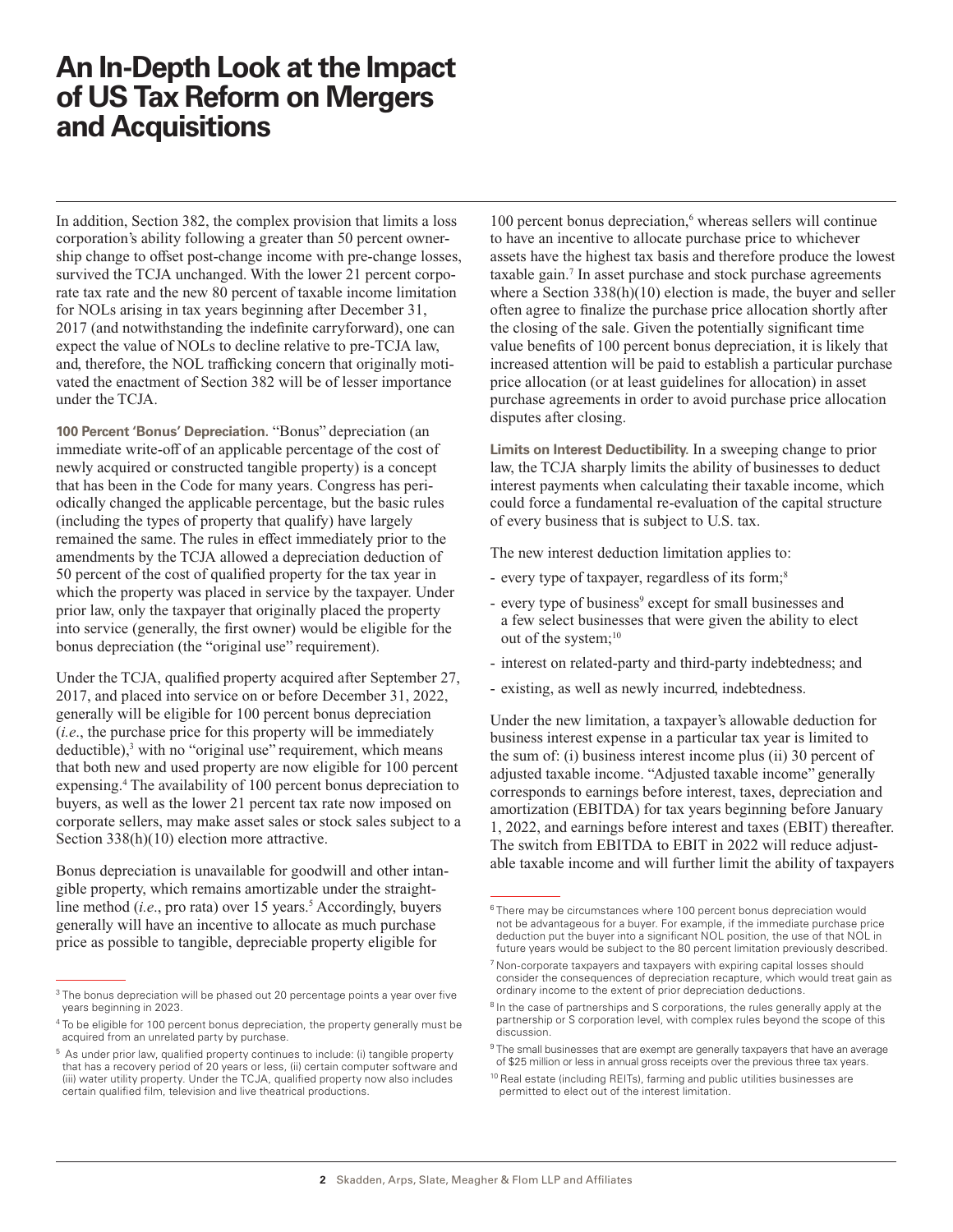In addition, Section 382, the complex provision that limits a loss corporation's ability following a greater than 50 percent ownership change to offset post-change income with pre-change losses, survived the TCJA unchanged. With the lower 21 percent corporate tax rate and the new 80 percent of taxable income limitation for NOLs arising in tax years beginning after December 31, 2017 (and notwithstanding the indefinite carryforward), one can expect the value of NOLs to decline relative to pre-TCJA law, and, therefore, the NOL trafficking concern that originally motivated the enactment of Section 382 will be of lesser importance under the TCJA.

**100 Percent 'Bonus' Depreciation.** "Bonus" depreciation (an immediate write-off of an applicable percentage of the cost of newly acquired or constructed tangible property) is a concept that has been in the Code for many years. Congress has periodically changed the applicable percentage, but the basic rules (including the types of property that qualify) have largely remained the same. The rules in effect immediately prior to the amendments by the TCJA allowed a depreciation deduction of 50 percent of the cost of qualified property for the tax year in which the property was placed in service by the taxpayer. Under prior law, only the taxpayer that originally placed the property into service (generally, the first owner) would be eligible for the bonus depreciation (the "original use" requirement).

Under the TCJA, qualified property acquired after September 27, 2017, and placed into service on or before December 31, 2022, generally will be eligible for 100 percent bonus depreciation (*i.e.*, the purchase price for this property will be immediately deductible),[3] with no "original use" requirement, which means that both new and used property are now eligible for 100 percent expensing.[4] The availability of 100 percent bonus depreciation to buyers, as well as the lower 21 percent tax rate now imposed on corporate sellers, may make asset sales or stock sales subject to a Section 338(h)(10) election more attractive.

Bonus depreciation is unavailable for goodwill and other intangible property, which remains amortizable under the straight-line method (*i.e.*, pro rata) over 15 years.[5] Accordingly, buyers generally will have an incentive to allocate as much purchase price as possible to tangible, depreciable property eligible for 100 percent bonus depreciation,[6] whereas sellers will continue to have an incentive to allocate purchase price to whichever assets have the highest tax basis and therefore produce the lowest taxable gain.[7] In asset purchase and stock purchase agreements where a Section 338(h)(10) election is made, the buyer and seller often agree to finalize the purchase price allocation shortly after the closing of the sale. Given the potentially significant time value benefits of 100 percent bonus depreciation, it is likely that increased attention will be paid to establish a particular purchase price allocation (or at least guidelines for allocation) in asset purchase agreements in order to avoid purchase price allocation disputes after closing.

**Limits on Interest Deductibility.** In a sweeping change to prior law, the TCJA sharply limits the ability of businesses to deduct interest payments when calculating their taxable income, which could force a fundamental re-evaluation of the capital structure of every business that is subject to U.S. tax.

The new interest deduction limitation applies to:

- every type of taxpayer, regardless of its form;[8]
- every type of business[9] except for small businesses and a few select businesses that were given the ability to elect out of the system;[10]
- interest on related-party and third-party indebtedness; and
- existing, as well as newly incurred, indebtedness.

Under the new limitation, a taxpayer's allowable deduction for business interest expense in a particular tax year is limited to the sum of: (i) business interest income plus (ii) 30 percent of adjusted taxable income. "Adjusted taxable income" generally corresponds to earnings before interest, taxes, depreciation and amortization (EBITDA) for tax years beginning before January 1, 2022, and earnings before interest and taxes (EBIT) thereafter. The switch from EBITDA to EBIT in 2022 will reduce adjustable taxable income and will further limit the ability of taxpayers

---

[3] The bonus depreciation will be phased out 20 percentage points a year over five years beginning in 2023.

[4] To be eligible for 100 percent bonus depreciation, the property generally must be acquired from an unrelated party by purchase.

[5] As under prior law, qualified property continues to include: (i) tangible property that has a recovery period of 20 years or less, (ii) certain computer software and (iii) water utility property. Under the TCJA, qualified property now also includes certain qualified film, television and live theatrical productions.

[6] There may be circumstances where 100 percent bonus depreciation would not be advantageous for a buyer. For example, if the immediate purchase price deduction put the buyer into a significant NOL position, the use of that NOL in future years would be subject to the 80 percent limitation previously described.

[7] Non-corporate taxpayers and taxpayers with expiring capital losses should consider the consequences of depreciation recapture, which would treat gain as ordinary income to the extent of prior depreciation deductions.

[8] In the case of partnerships and S corporations, the rules generally apply at the partnership or S corporation level, with complex rules beyond the scope of this discussion.

[9] The small businesses that are exempt are generally taxpayers that have an average of $25 million or less in annual gross receipts over the previous three tax years.

[10] Real estate (including REITs), farming and public utilities businesses are permitted to elect out of the interest limitation.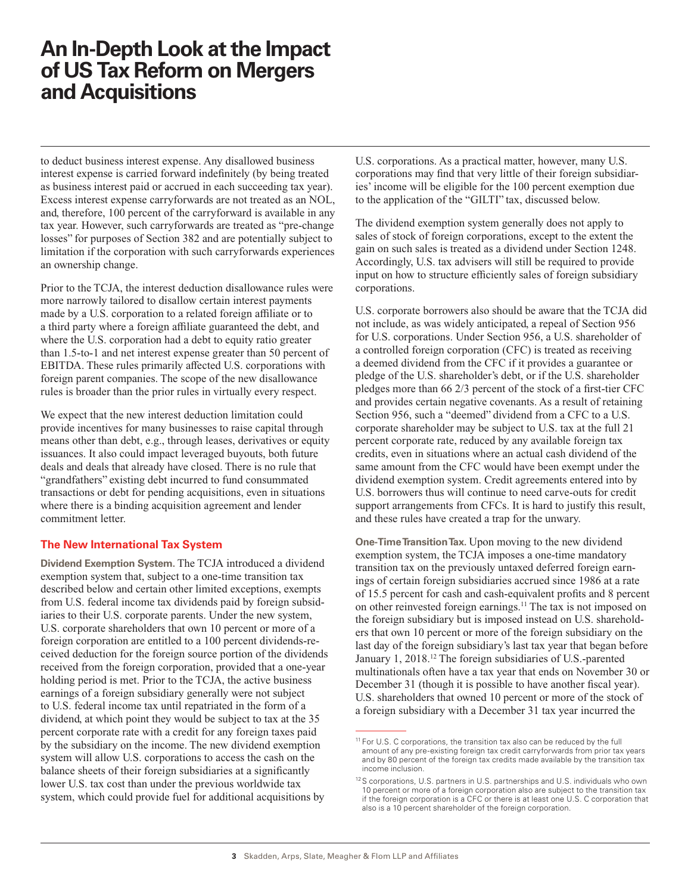to deduct business interest expense. Any disallowed business interest expense is carried forward indefinitely (by being treated as business interest paid or accrued in each succeeding tax year). Excess interest expense carryforwards are not treated as an NOL, and, therefore, 100 percent of the carryforward is available in any tax year. However, such carryforwards are treated as "pre-change losses" for purposes of Section 382 and are potentially subject to limitation if the corporation with such carryforwards experiences an ownership change.

Prior to the TCJA, the interest deduction disallowance rules were more narrowly tailored to disallow certain interest payments made by a U.S. corporation to a related foreign affiliate or to a third party where a foreign affiliate guaranteed the debt, and where the U.S. corporation had a debt to equity ratio greater than 1.5-to-1 and net interest expense greater than 50 percent of EBITDA. These rules primarily affected U.S. corporations with foreign parent companies. The scope of the new disallowance rules is broader than the prior rules in virtually every respect.

We expect that the new interest deduction limitation could provide incentives for many businesses to raise capital through means other than debt, e.g., through leases, derivatives or equity issuances. It also could impact leveraged buyouts, both future deals and deals that already have closed. There is no rule that "grandfathers" existing debt incurred to fund consummated transactions or debt for pending acquisitions, even in situations where there is a binding acquisition agreement and lender commitment letter.

## The New International Tax System

**Dividend Exemption System.** The TCJA introduced a dividend exemption system that, subject to a one-time transition tax described below and certain other limited exceptions, exempts from U.S. federal income tax dividends paid by foreign subsidiaries to their U.S. corporate parents. Under the new system, U.S. corporate shareholders that own 10 percent or more of a foreign corporation are entitled to a 100 percent dividends-received deduction for the foreign source portion of the dividends received from the foreign corporation, provided that a one-year holding period is met. Prior to the TCJA, the active business earnings of a foreign subsidiary generally were not subject to U.S. federal income tax until repatriated in the form of a dividend, at which point they would be subject to tax at the 35 percent corporate rate with a credit for any foreign taxes paid by the subsidiary on the income. The new dividend exemption system will allow U.S. corporations to access the cash on the balance sheets of their foreign subsidiaries at a significantly lower U.S. tax cost than under the previous worldwide tax system, which could provide fuel for additional acquisitions by U.S. corporations. As a practical matter, however, many U.S. corporations may find that very little of their foreign subsidiaries' income will be eligible for the 100 percent exemption due to the application of the "GILTI" tax, discussed below.

The dividend exemption system generally does not apply to sales of stock of foreign corporations, except to the extent the gain on such sales is treated as a dividend under Section 1248. Accordingly, U.S. tax advisers will still be required to provide input on how to structure efficiently sales of foreign subsidiary corporations.

U.S. corporate borrowers also should be aware that the TCJA did not include, as was widely anticipated, a repeal of Section 956 for U.S. corporations. Under Section 956, a U.S. shareholder of a controlled foreign corporation (CFC) is treated as receiving a deemed dividend from the CFC if it provides a guarantee or pledge of the U.S. shareholder's debt, or if the U.S. shareholder pledges more than 66 2/3 percent of the stock of a first-tier CFC and provides certain negative covenants. As a result of retaining Section 956, such a "deemed" dividend from a CFC to a U.S. corporate shareholder may be subject to U.S. tax at the full 21 percent corporate rate, reduced by any available foreign tax credits, even in situations where an actual cash dividend of the same amount from the CFC would have been exempt under the dividend exemption system. Credit agreements entered into by U.S. borrowers thus will continue to need carve-outs for credit support arrangements from CFCs. It is hard to justify this result, and these rules have created a trap for the unwary.

**One-Time Transition Tax.** Upon moving to the new dividend exemption system, the TCJA imposes a one-time mandatory transition tax on the previously untaxed deferred foreign earnings of certain foreign subsidiaries accrued since 1986 at a rate of 15.5 percent for cash and cash-equivalent profits and 8 percent on other reinvested foreign earnings.[11] The tax is not imposed on the foreign subsidiary but is imposed instead on U.S. shareholders that own 10 percent or more of the foreign subsidiary on the last day of the foreign subsidiary's last tax year that began before January 1, 2018.[12] The foreign subsidiaries of U.S.-parented multinationals often have a tax year that ends on November 30 or December 31 (though it is possible to have another fiscal year). U.S. shareholders that owned 10 percent or more of the stock of a foreign subsidiary with a December 31 tax year incurred the

---

[11] For U.S. C corporations, the transition tax also can be reduced by the full amount of any pre-existing foreign tax credit carryforwards from prior tax years and by 80 percent of the foreign tax credits made available by the transition tax income inclusion.

[12] S corporations, U.S. partners in U.S. partnerships and U.S. individuals who own 10 percent or more of a foreign corporation also are subject to the transition tax if the foreign corporation is a CFC or there is at least one U.S. C corporation that also is a 10 percent shareholder of the foreign corporation.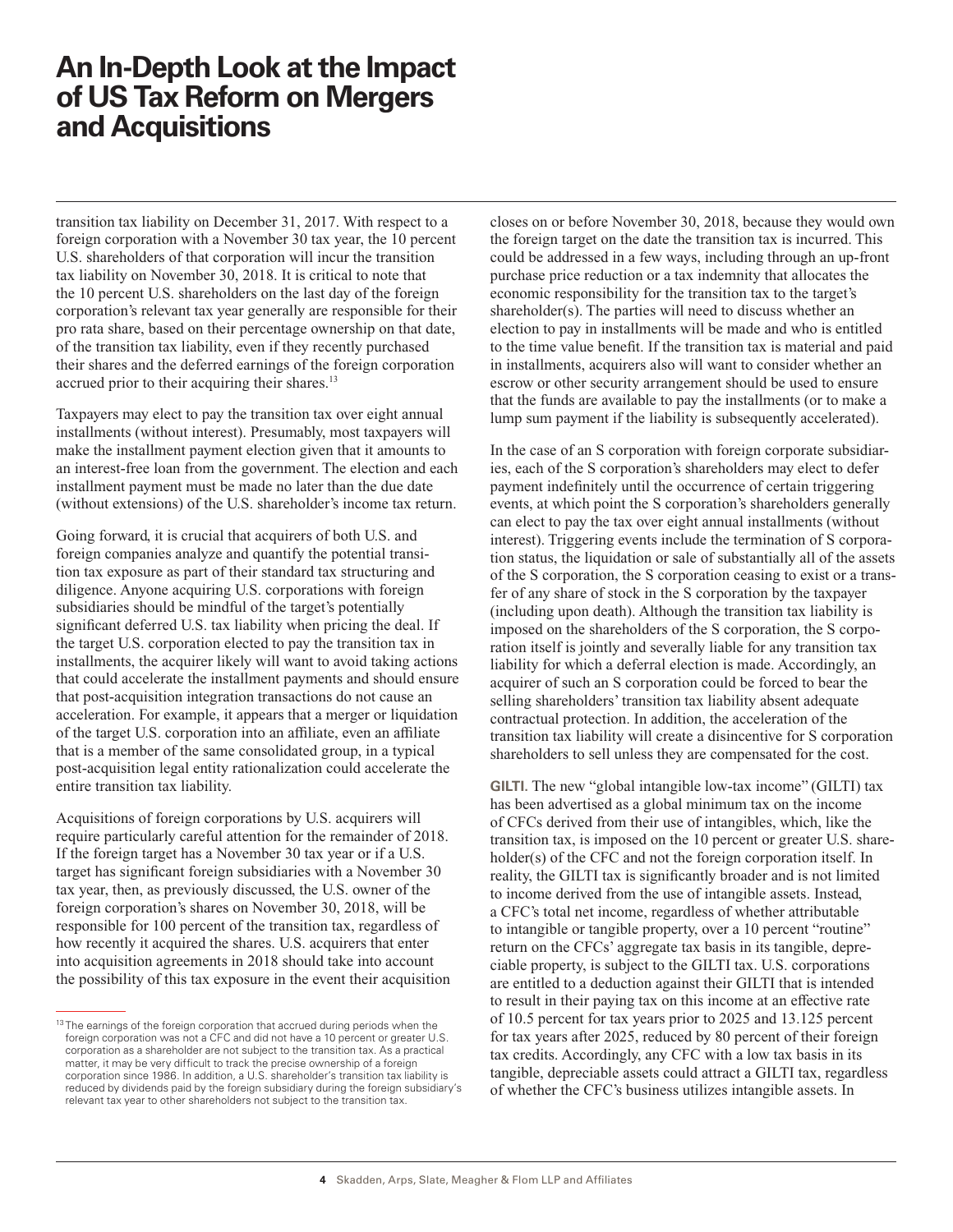transition tax liability on December 31, 2017. With respect to a foreign corporation with a November 30 tax year, the 10 percent U.S. shareholders of that corporation will incur the transition tax liability on November 30, 2018. It is critical to note that the 10 percent U.S. shareholders on the last day of the foreign corporation's relevant tax year generally are responsible for their pro rata share, based on their percentage ownership on that date, of the transition tax liability, even if they recently purchased their shares and the deferred earnings of the foreign corporation accrued prior to their acquiring their shares.[13]

Taxpayers may elect to pay the transition tax over eight annual installments (without interest). Presumably, most taxpayers will make the installment payment election given that it amounts to an interest-free loan from the government. The election and each installment payment must be made no later than the due date (without extensions) of the U.S. shareholder's income tax return.

Going forward, it is crucial that acquirers of both U.S. and foreign companies analyze and quantify the potential transition tax exposure as part of their standard tax structuring and diligence. Anyone acquiring U.S. corporations with foreign subsidiaries should be mindful of the target's potentially significant deferred U.S. tax liability when pricing the deal. If the target U.S. corporation elected to pay the transition tax in installments, the acquirer likely will want to avoid taking actions that could accelerate the installment payments and should ensure that post-acquisition integration transactions do not cause an acceleration. For example, it appears that a merger or liquidation of the target U.S. corporation into an affiliate, even an affiliate that is a member of the same consolidated group, in a typical post-acquisition legal entity rationalization could accelerate the entire transition tax liability.

Acquisitions of foreign corporations by U.S. acquirers will require particularly careful attention for the remainder of 2018. If the foreign target has a November 30 tax year or if a U.S. target has significant foreign subsidiaries with a November 30 tax year, then, as previously discussed, the U.S. owner of the foreign corporation's shares on November 30, 2018, will be responsible for 100 percent of the transition tax, regardless of how recently it acquired the shares. U.S. acquirers that enter into acquisition agreements in 2018 should take into account the possibility of this tax exposure in the event their acquisition closes on or before November 30, 2018, because they would own the foreign target on the date the transition tax is incurred. This could be addressed in a few ways, including through an up-front purchase price reduction or a tax indemnity that allocates the economic responsibility for the transition tax to the target's shareholder(s). The parties will need to discuss whether an election to pay in installments will be made and who is entitled to the time value benefit. If the transition tax is material and paid in installments, acquirers also will want to consider whether an escrow or other security arrangement should be used to ensure that the funds are available to pay the installments (or to make a lump sum payment if the liability is subsequently accelerated).

In the case of an S corporation with foreign corporate subsidiaries, each of the S corporation's shareholders may elect to defer payment indefinitely until the occurrence of certain triggering events, at which point the S corporation's shareholders generally can elect to pay the tax over eight annual installments (without interest). Triggering events include the termination of S corporation status, the liquidation or sale of substantially all of the assets of the S corporation, the S corporation ceasing to exist or a transfer of any share of stock in the S corporation by the taxpayer (including upon death). Although the transition tax liability is imposed on the shareholders of the S corporation, the S corporation itself is jointly and severally liable for any transition tax liability for which a deferral election is made. Accordingly, an acquirer of such an S corporation could be forced to bear the selling shareholders' transition tax liability absent adequate contractual protection. In addition, the acceleration of the transition tax liability will create a disincentive for S corporation shareholders to sell unless they are compensated for the cost.

**GILTI.** The new "global intangible low-tax income" (GILTI) tax has been advertised as a global minimum tax on the income of CFCs derived from their use of intangibles, which, like the transition tax, is imposed on the 10 percent or greater U.S. shareholder(s) of the CFC and not the foreign corporation itself. In reality, the GILTI tax is significantly broader and is not limited to income derived from the use of intangible assets. Instead, a CFC's total net income, regardless of whether attributable to intangible or tangible property, over a 10 percent "routine" return on the CFCs' aggregate tax basis in its tangible, depreciable property, is subject to the GILTI tax. U.S. corporations are entitled to a deduction against their GILTI that is intended to result in their paying tax on this income at an effective rate of 10.5 percent for tax years prior to 2025 and 13.125 percent for tax years after 2025, reduced by 80 percent of their foreign tax credits. Accordingly, any CFC with a low tax basis in its tangible, depreciable assets could attract a GILTI tax, regardless of whether the CFC's business utilizes intangible assets. In

---

[13] The earnings of the foreign corporation that accrued during periods when the foreign corporation was not a CFC and did not have a 10 percent or greater U.S. corporation as a shareholder are not subject to the transition tax. As a practical matter, it may be very difficult to track the precise ownership of a foreign corporation since 1986. In addition, a U.S. shareholder's transition tax liability is reduced by dividends paid by the foreign subsidiary during the foreign subsidiary's relevant tax year to other shareholders not subject to the transition tax.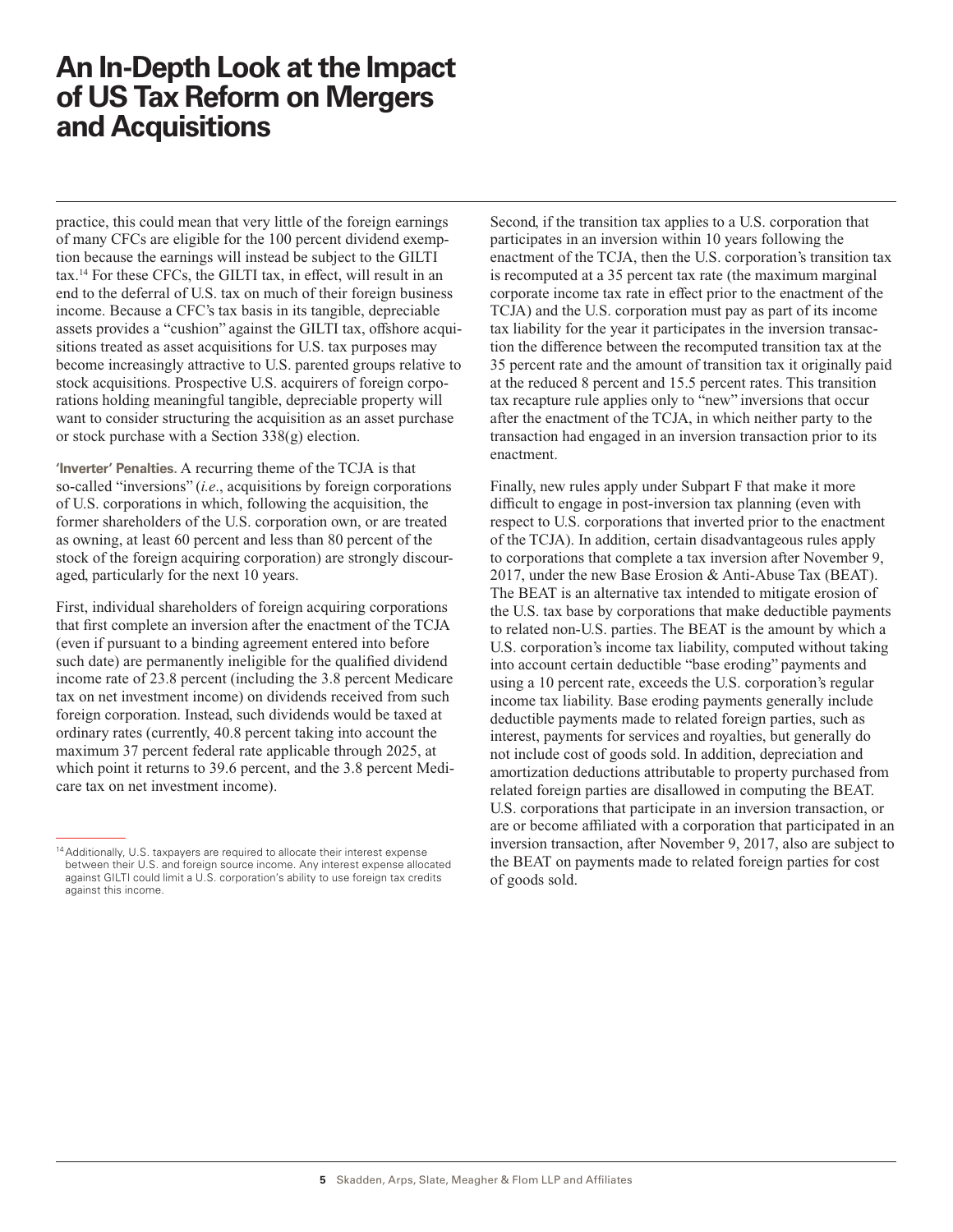practice, this could mean that very little of the foreign earnings of many CFCs are eligible for the 100 percent dividend exemption because the earnings will instead be subject to the GILTI tax.[14] For these CFCs, the GILTI tax, in effect, will result in an end to the deferral of U.S. tax on much of their foreign business income. Because a CFC's tax basis in its tangible, depreciable assets provides a "cushion" against the GILTI tax, offshore acquisitions treated as asset acquisitions for U.S. tax purposes may become increasingly attractive to U.S. parented groups relative to stock acquisitions. Prospective U.S. acquirers of foreign corporations holding meaningful tangible, depreciable property will want to consider structuring the acquisition as an asset purchase or stock purchase with a Section 338(g) election.

**'Inverter' Penalties.** A recurring theme of the TCJA is that so-called "inversions" (*i.e*., acquisitions by foreign corporations of U.S. corporations in which, following the acquisition, the former shareholders of the U.S. corporation own, or are treated as owning, at least 60 percent and less than 80 percent of the stock of the foreign acquiring corporation) are strongly discouraged, particularly for the next 10 years.

First, individual shareholders of foreign acquiring corporations that first complete an inversion after the enactment of the TCJA (even if pursuant to a binding agreement entered into before such date) are permanently ineligible for the qualified dividend income rate of 23.8 percent (including the 3.8 percent Medicare tax on net investment income) on dividends received from such foreign corporation. Instead, such dividends would be taxed at ordinary rates (currently, 40.8 percent taking into account the maximum 37 percent federal rate applicable through 2025, at which point it returns to 39.6 percent, and the 3.8 percent Medicare tax on net investment income).

Second, if the transition tax applies to a U.S. corporation that participates in an inversion within 10 years following the enactment of the TCJA, then the U.S. corporation's transition tax is recomputed at a 35 percent tax rate (the maximum marginal corporate income tax rate in effect prior to the enactment of the TCJA) and the U.S. corporation must pay as part of its income tax liability for the year it participates in the inversion transaction the difference between the recomputed transition tax at the 35 percent rate and the amount of transition tax it originally paid at the reduced 8 percent and 15.5 percent rates. This transition tax recapture rule applies only to "new" inversions that occur after the enactment of the TCJA, in which neither party to the transaction had engaged in an inversion transaction prior to its enactment.

Finally, new rules apply under Subpart F that make it more difficult to engage in post-inversion tax planning (even with respect to U.S. corporations that inverted prior to the enactment of the TCJA). In addition, certain disadvantageous rules apply to corporations that complete a tax inversion after November 9, 2017, under the new Base Erosion & Anti-Abuse Tax (BEAT). The BEAT is an alternative tax intended to mitigate erosion of the U.S. tax base by corporations that make deductible payments to related non-U.S. parties. The BEAT is the amount by which a U.S. corporation's income tax liability, computed without taking into account certain deductible "base eroding" payments and using a 10 percent rate, exceeds the U.S. corporation's regular income tax liability. Base eroding payments generally include deductible payments made to related foreign parties, such as interest, payments for services and royalties, but generally do not include cost of goods sold. In addition, depreciation and amortization deductions attributable to property purchased from related foreign parties are disallowed in computing the BEAT. U.S. corporations that participate in an inversion transaction, or are or become affiliated with a corporation that participated in an inversion transaction, after November 9, 2017, also are subject to the BEAT on payments made to related foreign parties for cost of goods sold.

[14] Additionally, U.S. taxpayers are required to allocate their interest expense between their U.S. and foreign source income. Any interest expense allocated against GILTI could limit a U.S. corporation's ability to use foreign tax credits against this income.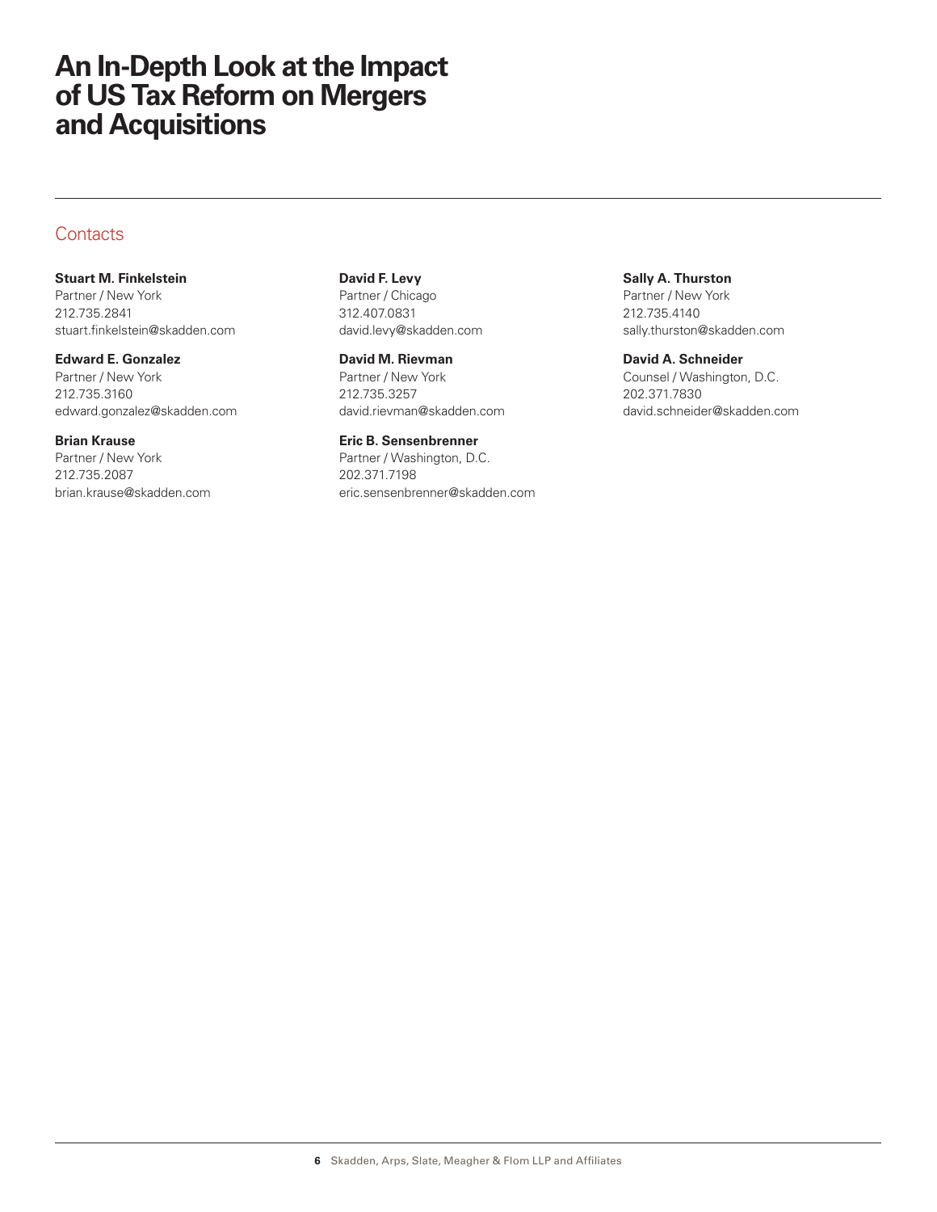# An In-Depth Look at the Impact of US Tax Reform on Mergers and Acquisitions

## Contacts

**Stuart M. Finkelstein**
Partner / New York
212.735.2841
stuart.finkelstein@skadden.com

**Edward E. Gonzalez**
Partner / New York
212.735.3160
edward.gonzalez@skadden.com

**Brian Krause**
Partner / New York
212.735.2087
brian.krause@skadden.com

**David F. Levy**
Partner / Chicago
312.407.0831
david.levy@skadden.com

**David M. Rievman**
Partner / New York
212.735.3257
david.rievman@skadden.com

**Eric B. Sensenbrenner**
Partner / Washington, D.C.
202.371.7198
eric.sensenbrenner@skadden.com

**Sally A. Thurston**
Partner / New York
212.735.4140
sally.thurston@skadden.com

**David A. Schneider**
Counsel / Washington, D.C.
202.371.7830
david.schneider@skadden.com